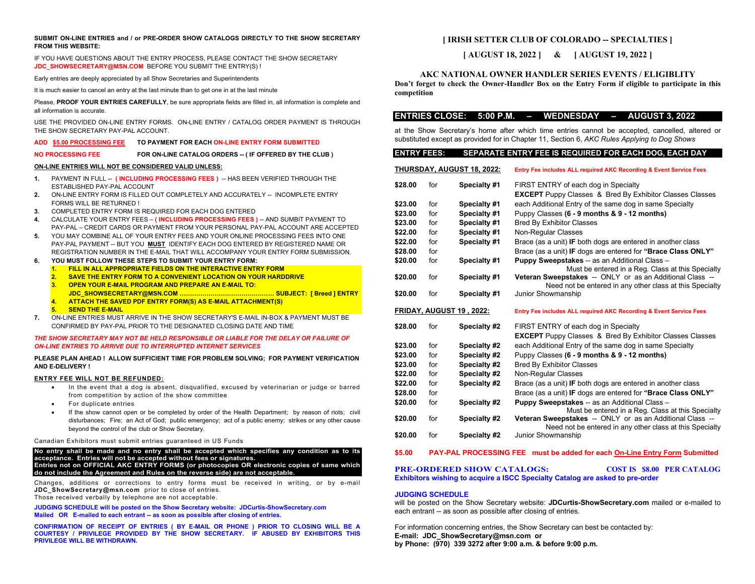**SUBMIT ON-LINE ENTRIES and / or PRE-ORDER SHOW CATALOGS DIRECTLY TO THE SHOW SECRETARY FROM THIS WEBSITE:**

IF YOU HAVE QUESTIONS ABOUT THE ENTRY PROCESS, PLEASE CONTACT THE SHOW SECRETARY **JDC_SHOWSECRETARY@MSN.COM** BEFORE YOU SUBMIT THE ENTRY(S) !

Early entries are deeply appreciated by all Show Secretaries and Superintendents

It is much easier to cancel an entry at the last minute than to get one in at the last minute

Please, **PROOF YOUR ENTRIES CAREFULLY**, be sure appropriate fields are filled in, all information is complete and all information is accurate.

USE THE PROVIDED ON-LINE ENTRY FORMS. ON-LINE ENTRY / CATALOG ORDER PAYMENT IS THROUGH THE SHOW SECRETARY PAY-PAL ACCOUNT.

**ADD $5.00 PROCESSING FEE TO PAYMENT FOR EACH ON-LINE ENTRY FORM SUBMITTED**

**NO PROCESSING FEE FOR ON-LINE CATALOG ORDERS -- ( IF OFFERED BY THE CLUB )**

**ON-LINE ENTRIES WILL NOT BE CONSIDERED VALID UNLESS:**

1. PAYMENT IN FULL -- **( INCLUDING PROCESSING FEES )** -- HAS BEEN VERIFIED THROUGH THE ESTABLISHED PAY-PAL ACCOUNT
2. ON-LINE ENTRY FORM IS FILLED OUT COMPLETELY AND ACCURATELY -- INCOMPLETE ENTRY FORMS WILL BE RETURNED !
3. COMPLETED ENTRY FORM IS REQUIRED FOR EACH DOG ENTERED
4. CALCULATE YOUR ENTRY FEES – **( INCLUDING PROCESSING FEES )** -- AND SUBMIT PAYMENT TO PAY-PAL – CREDIT CARDS OR PAYMENT FROM YOUR PERSONAL PAY-PAL ACCOUNT ARE ACCEPTED
5. YOU MAY COMBINE ALL OF YOUR ENTRY FEES AND YOUR ONLINE PROCESSING FEES INTO ONE PAY-PAL PAYMENT -- BUT YOU **MUST** IDENTIFY EACH DOG ENTERED BY REGISTERED NAME OR REGISTRATION NUMBER IN THE E-MAIL THAT WILL ACCOMPANY YOUR ENTRY FORM SUBMISSION.
6. **YOU MUST FOLLOW THESE STEPS TO SUBMIT YOUR ENTRY FORM:**
   1. **FILL IN ALL APPROPRIATE FIELDS ON THE INTERACTIVE ENTRY FORM**
   2. **SAVE THE ENTRY FORM TO A CONVENIENT LOCATION ON YOUR HARDDRIVE**
   3. **OPEN YOUR E-MAIL PROGRAM AND PREPARE AN E-MAIL TO: JDC_SHOWSECRETARY@MSN.COM ……………………………………… SUBJECT: [ Breed ] ENTRY**
   4. **ATTACH THE SAVED PDF ENTRY FORM(S) AS E-MAIL ATTACHMENT(S)**
   5. **SEND THE E-MAIL**
7. ON-LINE ENTRIES MUST ARRIVE IN THE SHOW SECRETARY'S E-MAIL IN-BOX & PAYMENT MUST BE CONFIRMED BY PAY-PAL PRIOR TO THE DESIGNATED CLOSING DATE AND TIME

***THE SHOW SECRETARY MAY NOT BE HELD RESPONSIBLE OR LIABLE FOR THE DELAY OR FAILURE OF ON-LINE ENTRIES TO ARRIVE DUE TO INTERRUPTED INTERNET SERVICES***

**PLEASE PLAN AHEAD ! ALLOW SUFFICIENT TIME FOR PROBLEM SOLVING; FOR PAYMENT VERIFICATION AND E-DELIVERY !**

**ENTRY FEE WILL NOT BE REFUNDED:**

- In the event that a dog is absent, disqualified, excused by veterinarian or judge or barred from competition by action of the show committee
- For duplicate entries
- If the show cannot open or be completed by order of the Health Department; by reason of riots; civil disturbances; Fire; an Act of God; public emergency; act of a public enemy; strikes or any other cause beyond the control of the club or Show Secretary.

Canadian Exhibitors must submit entries guaranteed in US Funds

**No entry shall be made and no entry shall be accepted which specifies any condition as to its acceptance. Entries will not be accepted without fees or signatures.**
**Entries not on OFFICIAL AKC ENTRY FORMS (or photocopies OR electronic copies of same which do not include the Agreement and Rules on the reverse side) are not acceptable.**

Changes, additions or corrections to entry forms must be received in writing, or by e-mail **JDC_ShowSecretary@msn.com** prior to close of entries.
Those received verbally by telephone are not acceptable.

**JUDGING SCHEDULE will be posted on the Show Secretary website: JDCurtis-ShowSecretary.com**
**Mailed OR E-mailed to each entrant -- as soon as possible after closing of entries.**

**CONFIRMATION OF RECEIPT OF ENTRIES ( BY E-MAIL OR PHONE ) PRIOR TO CLOSING WILL BE A COURTESY / PRIVILEGE PROVIDED BY THE SHOW SECRETARY. IF ABUSED BY EXHIBITORS THIS PRIVILEGE WILL BE WITHDRAWN.**

## [ IRISH SETTER CLUB OF COLORADO -- SPECIALTIES ]

## [ AUGUST 18, 2022 ] & [ AUGUST 19, 2022 ]

### AKC NATIONAL OWNER HANDLER SERIES EVENTS / ELIGBLITY

**Don't forget to check the Owner-Handler Box on the Entry Form if eligible to participate in this competition**

## ENTRIES CLOSE: 5:00 P.M. – WEDNESDAY – AUGUST 3, 2022

at the Show Secretary's home after which time entries cannot be accepted, cancelled, altered or substituted except as provided for in Chapter 11, Section 6, *AKC Rules Applying to Dog Shows*

## ENTRY FEES: SEPARATE ENTRY FEE IS REQUIRED FOR EACH DOG, EACH DAY

**THURSDAY, AUGUST 18, 2022:** Entry Fee includes ALL required AKC Recording & Event Service Fees

| | | | |
|---|---|---|---|
| **$28.00** | for | **Specialty #1** | FIRST ENTRY of each dog in Specialty **EXCEPT** Puppy Classes & Bred By Exhibitor Classes Classes |
| **$23.00** | for | **Specialty #1** | each Additional Entry of the same dog in same Specialty |
| **$23.00** | for | **Specialty #1** | Puppy Classes **(6 - 9 months & 9 - 12 months)** |
| **$23.00** | for | **Specialty #1** | Bred By Exhibitor Classes |
| **$22.00** | for | **Specialty #1** | Non-Regular Classes |
| **$22.00** | for | **Specialty #1** | Brace (as a unit) **IF** both dogs are entered in another class |
| **$28.00** | for | | Brace (as a unit) **IF** dogs are entered for **"Brace Class ONLY"** |
| **$20.00** | for | **Specialty #1** | **Puppy Sweepstakes** -- as an Additional Class – Must be entered in a Reg. Class at this Specialty |
| **$20.00** | for | **Specialty #1** | **Veteran Sweepstakes** -- ONLY or as an Additional Class -- Need not be entered in any other class at this Specialty |
| **$20.00** | for | **Specialty #1** | Junior Showmanship |

**FRIDAY, AUGUST 19 , 2022:** Entry Fee includes ALL required AKC Recording & Event Service Fees

| | | | |
|---|---|---|---|
| **$28.00** | for | **Specialty #2** | FIRST ENTRY of each dog in Specialty **EXCEPT** Puppy Classes & Bred By Exhibitor Classes Classes |
| **$23.00** | for | **Specialty #2** | each Additional Entry of the same dog in same Specialty |
| **$23.00** | for | **Specialty #2** | Puppy Classes **(6 - 9 months & 9 - 12 months)** |
| **$23.00** | for | **Specialty #2** | Bred By Exhibitor Classes |
| **$22.00** | for | **Specialty #2** | Non-Regular Classes |
| **$22.00** | for | **Specialty #2** | Brace (as a unit) **IF** both dogs are entered in another class |
| **$28.00** | for | | Brace (as a unit) **IF** dogs are entered for **"Brace Class ONLY"** |
| **$20.00** | for | **Specialty #2** | **Puppy Sweepstakes** -- as an Additional Class – Must be entered in a Reg. Class at this Specialty |
| **$20.00** | for | **Specialty #2** | **Veteran Sweepstakes** -- ONLY or as an Additional Class -- Need not be entered in any other class at this Specialty |
| **$20.00** | for | **Specialty #2** | Junior Showmanship |

**$5.00 PAY-PAL PROCESSING FEE must be added for each On-Line Entry Form Submitted**

**PRE-ORDERED SHOW CATALOGS: COST IS $8.00 PER CATALOG**
**Exhibitors wishing to acquire a ISCC Specialty Catalog are asked to pre-order**

**JUDGING SCHEDULE**
will be posted on the Show Secretary website: **JDCurtis-ShowSecretary.com** mailed or e-mailed to each entrant -- as soon as possible after closing of entries.

For information concerning entries, the Show Secretary can best be contacted by:
**E-mail: JDC_ShowSecretary@msn.com or**
**by Phone: (970) 339 3272 after 9:00 a.m. & before 9:00 p.m.**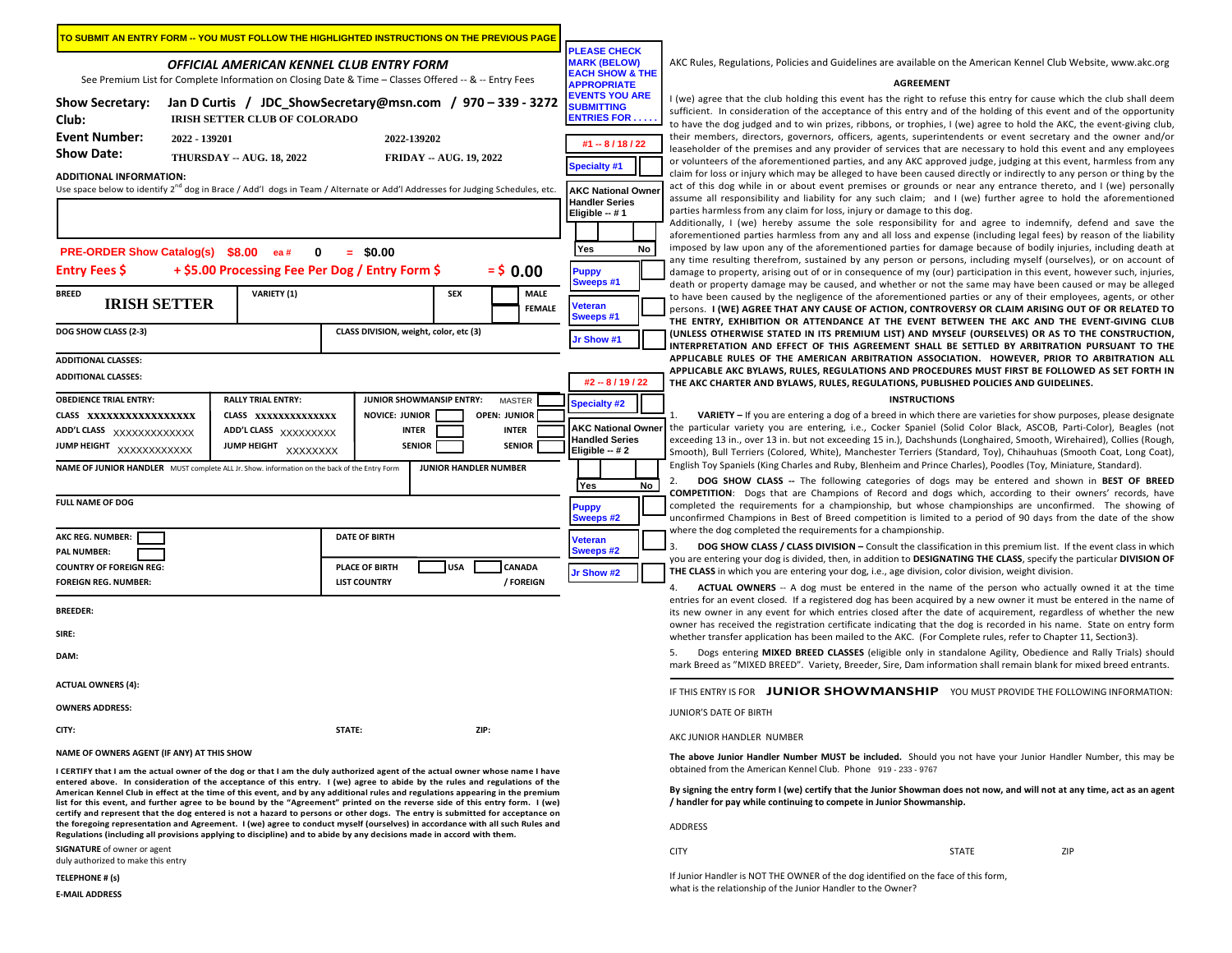**TO SUBMIT AN ENTRY FORM -- YOU MUST FOLLOW THE HIGHLIGHTED INSTRUCTIONS ON THE PREVIOUS PAGE**

## *OFFICIAL AMERICAN KENNEL CLUB ENTRY FORM*

See Premium List for Complete Information on Closing Date & Time – Classes Offered -- & -- Entry Fees

**Show Secretary:** Jan D Curtis / JDC_ShowSecretary@msn.com / 970 – 339 - 3272
**Club:** IRISH SETTER CLUB OF COLORADO

| | | |
|---|---|---|
| **Event Number:** | 2022 - 139201 | 2022-139202 |
| **Show Date:** | THURSDAY -- AUG. 18, 2022 | FRIDAY -- AUG. 19, 2022 |

**ADDITIONAL INFORMATION:**
Use space below to identify 2nd dog in Brace / Add'l dogs in Team / Alternate or Add'l Addresses for Judging Schedules, etc.

**PRE-ORDER Show Catalog(s) $8.00 ea # 0 = $0.00**

**Entry Fees $ + $5.00 Processing Fee Per Dog / Entry Form $ = $ 0.00**

| BREED | VARIETY (1) | SEX | |
|---|---|---|---|
| IRISH SETTER | | | MALE / FEMALE |

DOG SHOW CLASS (2-3) | CLASS DIVISION, weight, color, etc (3)

ADDITIONAL CLASSES:

ADDITIONAL CLASSES:

| OBEDIENCE TRIAL ENTRY: | RALLY TRIAL ENTRY: | JUNIOR SHOWMANSIP ENTRY: | MASTER |
|---|---|---|---|
| CLASS XXXXXXXXXXXXXXXX | CLASS XXXXXXXXXXXXXX | NOVICE: JUNIOR | OPEN: JUNIOR |
| ADD'L CLASS XXXXXXXXXXXX | ADD'L CLASS XXXXXXXX | INTER | INTER |
| JUMP HEIGHT XXXXXXXXXXX | JUMP HEIGHT XXXXXXX | SENIOR | SENIOR |

**NAME OF JUNIOR HANDLER** MUST complete ALL Jr. Show. information on the back of the Entry Form | **JUNIOR HANDLER NUMBER**

**FULL NAME OF DOG**

**AKC REG. NUMBER:** | **DATE OF BIRTH**

**PAL NUMBER:**

**COUNTRY OF FOREIGN REG:** | **PLACE OF BIRTH** USA / CANADA

**FOREIGN REG. NUMBER:** | **LIST COUNTRY** / FOREIGN

**BREEDER:**

**SIRE:**

**DAM:**

**ACTUAL OWNERS (4):**

**OWNERS ADDRESS:**

**CITY:** **STATE:** **ZIP:**

**NAME OF OWNERS AGENT (IF ANY) AT THIS SHOW**

**I CERTIFY that I am the actual owner of the dog or that I am the duly authorized agent of the actual owner whose name I have entered above. In consideration of the acceptance of this entry. I (we) agree to abide by the rules and regulations of the American Kennel Club in effect at the time of this event, and by any additional rules and regulations appearing in the premium list for this event, and further agree to be bound by the "Agreement" printed on the reverse side of this entry form. I (we) certify and represent that the dog entered is not a hazard to persons or other dogs. The entry is submitted for acceptance on the foregoing representation and Agreement. I (we) agree to conduct myself (ourselves) in accordance with all such Rules and Regulations (including all provisions applying to discipline) and to abide by any decisions made in accord with them.**

**SIGNATURE** of owner or agent duly authorized to make this entry

**TELEPHONE # (s)**

**E-MAIL ADDRESS**

---

**PLEASE CHECK MARK (BELOW) EACH SHOW & THE APPROPRIATE EVENTS YOU ARE SUBMITTING ENTRIES FOR . . . . .**

**#1 -- 8 / 18 / 22**

- Specialty #1
- AKC National Owner Handler Series Eligible -- # 1 (Yes / No)
- Puppy Sweeps #1
- Veteran Sweeps #1
- Jr Show #1

**#2 -- 8 / 19 / 22**

- Specialty #2
- AKC National Owner Handled Series Eligible -- # 2 (Yes / No)
- Puppy Sweeps #2
- Veteran Sweeps #2
- Jr Show #2

---

AKC Rules, Regulations, Policies and Guidelines are available on the American Kennel Club Website, www.akc.org

### AGREEMENT

I (we) agree that the club holding this event has the right to refuse this entry for cause which the club shall deem sufficient. In consideration of the acceptance of this entry and of the holding of this event and of the opportunity to have the dog judged and to win prizes, ribbons, or trophies, I (we) agree to hold the AKC, the event-giving club, their members, directors, governors, officers, agents, superintendents or event secretary and the owner and/or leaseholder of the premises and any provider of services that are necessary to hold this event and any employees or volunteers of the aforementioned parties, and any AKC approved judge, judging at this event, harmless from any claim for loss or injury which may be alleged to have been caused directly or indirectly to any person or thing by the act of this dog while in or about event premises or grounds or near any entrance thereto, and I (we) personally assume all responsibility and liability for any such claim; and I (we) further agree to hold the aforementioned parties harmless from any claim for loss, injury or damage to this dog.
Additionally, I (we) hereby assume the sole responsibility for and agree to indemnify, defend and save the aforementioned parties harmless from any and all loss and expense (including legal fees) by reason of the liability imposed by law upon any of the aforementioned parties for damage because of bodily injuries, including death at any time resulting therefrom, sustained by any person or persons, including myself (ourselves), or on account of damage to property, arising out of or in consequence of my (our) participation in this event, however such, injuries, death or property damage may be caused, and whether or not the same may have been caused or may be alleged to have been caused by the negligence of the aforementioned parties or any of their employees, agents, or other persons. **I (WE) AGREE THAT ANY CAUSE OF ACTION, CONTROVERSY OR CLAIM ARISING OUT OF OR RELATED TO THE ENTRY, EXHIBITION OR ATTENDANCE AT THE EVENT BETWEEN THE AKC AND THE EVENT-GIVING CLUB (UNLESS OTHERWISE STATED IN ITS PREMIUM LIST) AND MYSELF (OURSELVES) OR AS TO THE CONSTRUCTION, INTERPRETATION AND EFFECT OF THIS AGREEMENT SHALL BE SETTLED BY ARBITRATION PURSUANT TO THE APPLICABLE RULES OF THE AMERICAN ARBITRATION ASSOCIATION. HOWEVER, PRIOR TO ARBITRATION ALL APPLICABLE AKC BYLAWS, RULES, REGULATIONS AND PROCEDURES MUST FIRST BE FOLLOWED AS SET FORTH IN THE AKC CHARTER AND BYLAWS, RULES, REGULATIONS, PUBLISHED POLICIES AND GUIDELINES.**

### INSTRUCTIONS

1. **VARIETY –** If you are entering a dog of a breed in which there are varieties for show purposes, please designate the particular variety you are entering, i.e., Cocker Spaniel (Solid Color Black, ASCOB, Parti-Color), Beagles (not exceeding 13 in., over 13 in. but not exceeding 15 in.), Dachshunds (Longhaired, Smooth, Wirehaired), Collies (Rough, Smooth), Bull Terriers (Colored, White), Manchester Terriers (Standard, Toy), Chihuahuas (Smooth Coat, Long Coat), English Toy Spaniels (King Charles and Ruby, Blenheim and Prince Charles), Poodles (Toy, Miniature, Standard).
2. **DOG SHOW CLASS --** The following categories of dogs may be entered and shown in **BEST OF BREED COMPETITION**: Dogs that are Champions of Record and dogs which, according to their owners' records, have completed the requirements for a championship, but whose championships are unconfirmed. The showing of unconfirmed Champions in Best of Breed competition is limited to a period of 90 days from the date of the show where the dog completed the requirements for a championship.
3. **DOG SHOW CLASS / CLASS DIVISION –** Consult the classification in this premium list. If the event class in which you are entering your dog is divided, then, in addition to **DESIGNATING THE CLASS**, specify the particular **DIVISION OF THE CLASS** in which you are entering your dog, i.e., age division, color division, weight division.
4. **ACTUAL OWNERS** -- A dog must be entered in the name of the person who actually owned it at the time entries for an event closed. If a registered dog has been acquired by a new owner it must be entered in the name of its new owner in any event for which entries closed after the date of acquirement, regardless of whether the new owner has received the registration certificate indicating that the dog is recorded in his name. State on entry form whether transfer application has been mailed to the AKC. (For Complete rules, refer to Chapter 11, Section3).
5. Dogs entering **MIXED BREED CLASSES** (eligible only in standalone Agility, Obedience and Rally Trials) should mark Breed as "MIXED BREED". Variety, Breeder, Sire, Dam information shall remain blank for mixed breed entrants.

IF THIS ENTRY IS FOR **JUNIOR SHOWMANSHIP** YOU MUST PROVIDE THE FOLLOWING INFORMATION:

JUNIOR'S DATE OF BIRTH

AKC JUNIOR HANDLER NUMBER

**The above Junior Handler Number MUST be included.** Should you not have your Junior Handler Number, this may be obtained from the American Kennel Club. Phone 919 - 233 - 9767

**By signing the entry form I (we) certify that the Junior Showman does not now, and will not at any time, act as an agent / handler for pay while continuing to compete in Junior Showmanship.**

ADDRESS

CITY STATE ZIP

If Junior Handler is NOT THE OWNER of the dog identified on the face of this form, what is the relationship of the Junior Handler to the Owner?